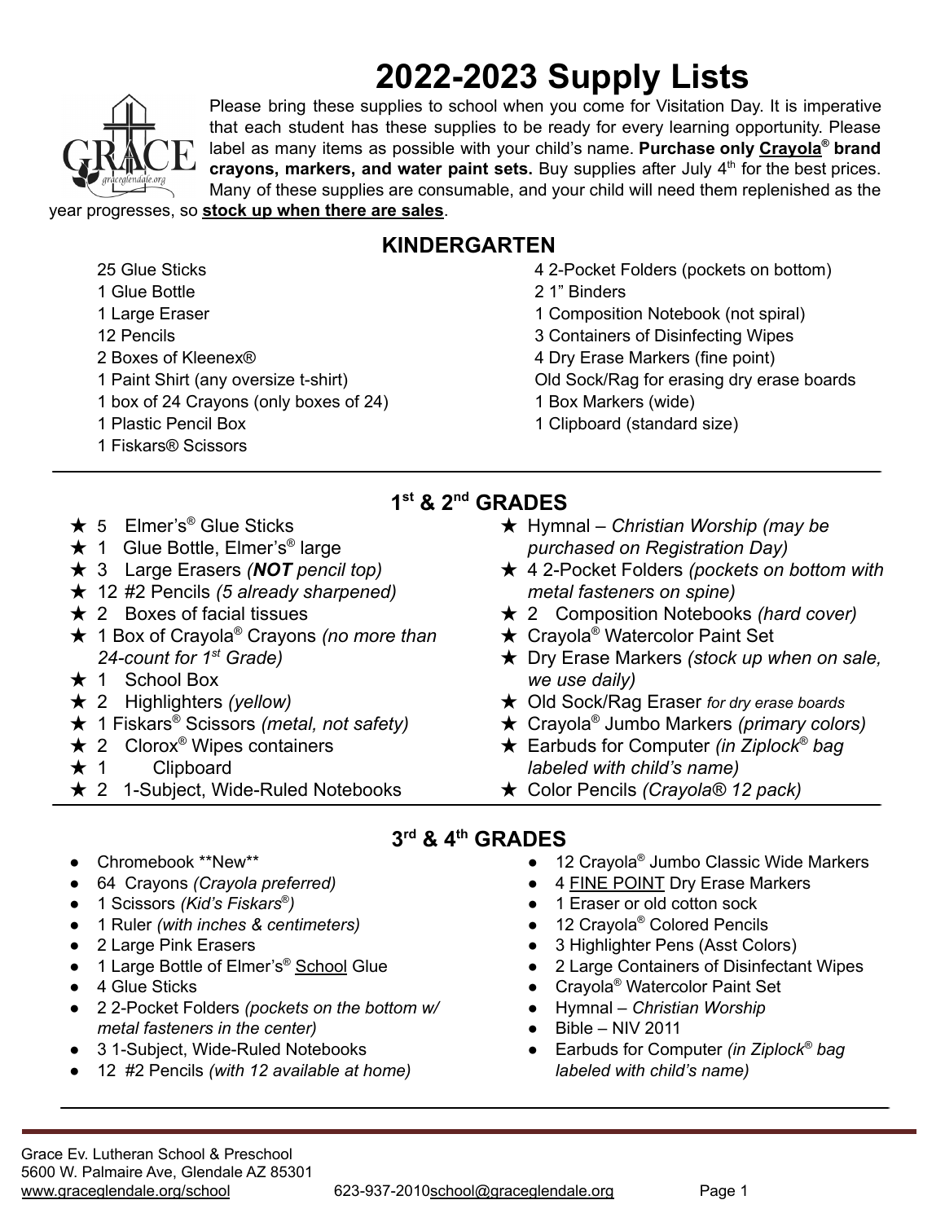# 2022-2023 Supply Lists

Please bring these supplies to school when you come for Visitation Day. It is imperative that each student has these supplies to be ready for every learning opportunity. Please label as many items as possible with your child's name. **Purchase only Crayola® brand crayons, markers, and water paint sets.** Buy supplies after July 4th for the best prices. Many of these supplies are consumable, and your child will need them replenished as the year progresses, so **stock up when there are sales**.

## KINDERGARTEN

- 25 Glue Sticks
- 1 Glue Bottle
- 1 Large Eraser
- 12 Pencils
- 2 Boxes of Kleenex®
- 1 Paint Shirt (any oversize t-shirt)
- 1 box of 24 Crayons (only boxes of 24)
- 1 Plastic Pencil Box
- 1 Fiskars® Scissors
- 4 2-Pocket Folders (pockets on bottom)
- 2 1" Binders
- 1 Composition Notebook (not spiral)
- 3 Containers of Disinfecting Wipes
- 4 Dry Erase Markers (fine point)
- Old Sock/Rag for erasing dry erase boards
- 1 Box Markers (wide)
- 1 Clipboard (standard size)

## 1st & 2nd GRADES

- ★ 5 Elmer's® Glue Sticks
- ★ 1 Glue Bottle, Elmer's® large
- ★ 3 Large Erasers *(**NOT** pencil top)*
- ★ 12 #2 Pencils *(5 already sharpened)*
- ★ 2 Boxes of facial tissues
- ★ 1 Box of Crayola® Crayons *(no more than 24-count for 1st Grade)*
- ★ 1 School Box
- ★ 2 Highlighters *(yellow)*
- ★ 1 Fiskars® Scissors *(metal, not safety)*
- ★ 2 Clorox® Wipes containers
- ★ 1 Clipboard
- ★ 2 1-Subject, Wide-Ruled Notebooks
- ★ Hymnal – *Christian Worship (may be purchased on Registration Day)*
- ★ 4 2-Pocket Folders *(pockets on bottom with metal fasteners on spine)*
- ★ 2 Composition Notebooks *(hard cover)*
- ★ Crayola® Watercolor Paint Set
- ★ Dry Erase Markers *(stock up when on sale, we use daily)*
- ★ Old Sock/Rag Eraser *for dry erase boards*
- ★ Crayola® Jumbo Markers *(primary colors)*
- ★ Earbuds for Computer *(in Ziplock® bag labeled with child's name)*
- ★ Color Pencils *(Crayola® 12 pack)*

## 3rd & 4th GRADES

- Chromebook **New**
- 64 Crayons *(Crayola preferred)*
- 1 Scissors *(Kid's Fiskars®)*
- 1 Ruler *(with inches & centimeters)*
- 2 Large Pink Erasers
- 1 Large Bottle of Elmer's® School Glue
- 4 Glue Sticks
- 2 2-Pocket Folders *(pockets on the bottom w/ metal fasteners in the center)*
- 3 1-Subject, Wide-Ruled Notebooks
- 12 #2 Pencils *(with 12 available at home)*
- 12 Crayola® Jumbo Classic Wide Markers
- 4 FINE POINT Dry Erase Markers
- 1 Eraser or old cotton sock
- 12 Crayola® Colored Pencils
- 3 Highlighter Pens (Asst Colors)
- 2 Large Containers of Disinfectant Wipes
- Crayola® Watercolor Paint Set
- Hymnal – *Christian Worship*
- Bible – NIV 2011
- Earbuds for Computer *(in Ziplock® bag labeled with child's name)*

Grace Ev. Lutheran School & Preschool
5600 W. Palmaire Ave, Glendale AZ 85301
www.graceglendale.org/school 623-937-2010 school@graceglendale.org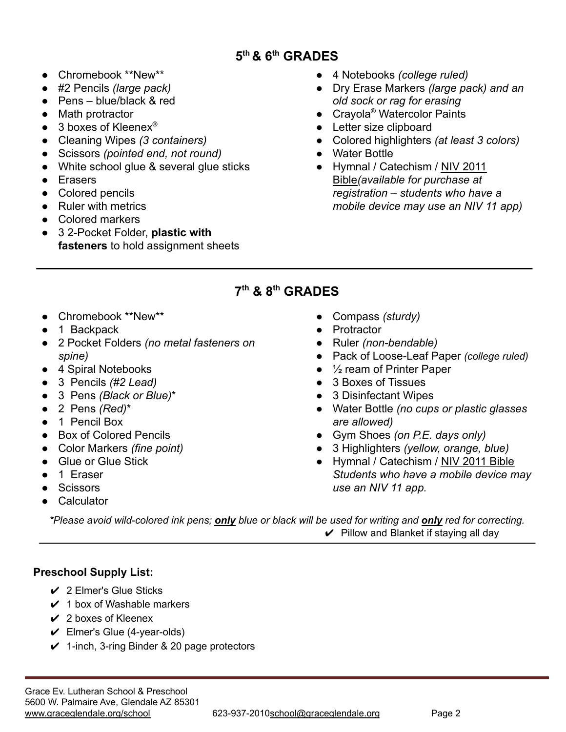## 5th & 6th GRADES

- Chromebook **New**
- #2 Pencils *(large pack)*
- Pens – blue/black & red
- Math protractor
- 3 boxes of Kleenex®
- Cleaning Wipes *(3 containers)*
- Scissors *(pointed end, not round)*
- White school glue & several glue sticks
- Erasers
- Colored pencils
- Ruler with metrics
- Colored markers
- 3 2-Pocket Folder, **plastic with fasteners** to hold assignment sheets
- 4 Notebooks *(college ruled)*
- Dry Erase Markers *(large pack) and an old sock or rag for erasing*
- Crayola® Watercolor Paints
- Letter size clipboard
- Colored highlighters *(at least 3 colors)*
- Water Bottle
- Hymnal / Catechism / NIV 2011 Bible*(available for purchase at registration – students who have a mobile device may use an NIV 11 app)*

## 7th & 8th GRADES

- Chromebook **New**
- 1 Backpack
- 2 Pocket Folders *(no metal fasteners on spine)*
- 4 Spiral Notebooks
- 3 Pencils *(#2 Lead)*
- 3 Pens *(Black or Blue)**
- 2 Pens *(Red)**
- 1 Pencil Box
- Box of Colored Pencils
- Color Markers *(fine point)*
- Glue or Glue Stick
- 1 Eraser
- Scissors
- Calculator
- Compass *(sturdy)*
- Protractor
- Ruler *(non-bendable)*
- Pack of Loose-Leaf Paper *(college ruled)*
- ½ ream of Printer Paper
- 3 Boxes of Tissues
- 3 Disinfectant Wipes
- Water Bottle *(no cups or plastic glasses are allowed)*
- Gym Shoes *(on P.E. days only)*
- 3 Highlighters *(yellow, orange, blue)*
- Hymnal / Catechism / NIV 2011 Bible *Students who have a mobile device may use an NIV 11 app.*

**Please avoid wild-colored ink pens; **only** blue or black will be used for writing and **only** red for correcting.*

✔ Pillow and Blanket if staying all day

### Preschool Supply List:

- ✔ 2 Elmer's Glue Sticks
- ✔ 1 box of Washable markers
- ✔ 2 boxes of Kleenex
- ✔ Elmer's Glue (4-year-olds)
- ✔ 1-inch, 3-ring Binder & 20 page protectors

Grace Ev. Lutheran School & Preschool
5600 W. Palmaire Ave, Glendale AZ 85301
www.graceglendale.org/school 623-937-2010 school@graceglendale.org